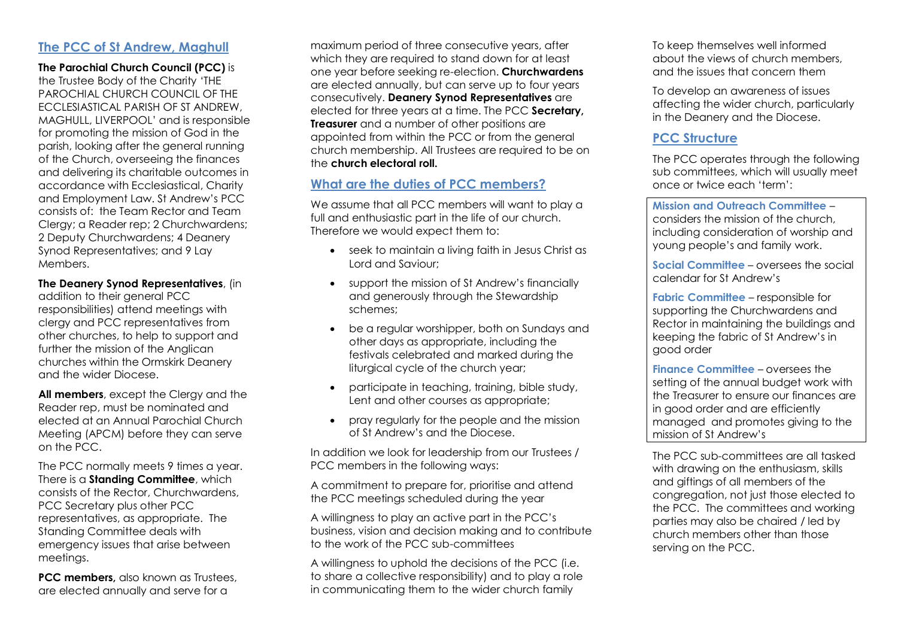## The PCC of St Andrew, Maghull

**The Parochial Church Council (PCC)** is the Trustee Body of the Charity 'THE PAROCHIAL CHURCH COUNCIL OF THE ECCLESIASTICAL PARISH OF ST ANDREW, MAGHULL, LIVERPOOL' and is responsible for promoting the mission of God in the parish, looking after the general running of the Church, overseeing the finances and delivering its charitable outcomes in accordance with Ecclesiastical, Charity and Employment Law. St Andrew's PCC consists of: the Team Rector and Team Clergy; a Reader rep; 2 Churchwardens; 2 Deputy Churchwardens; 4 Deanery Synod Representatives; and 9 Lay Members.

**The Deanery Synod Representatives**, (in addition to their general PCC responsibilities) attend meetings with clergy and PCC representatives from other churches, to help to support and further the mission of the Anglican churches within the Ormskirk Deanery and the wider Diocese.

**All members**, except the Clergy and the Reader rep, must be nominated and elected at an Annual Parochial Church Meeting (APCM) before they can serve on the PCC.

The PCC normally meets 9 times a year. There is a **Standing Committee**, which consists of the Rector, Churchwardens, PCC Secretary plus other PCC representatives, as appropriate. The Standing Committee deals with emergency issues that arise between meetings.

**PCC members,** also known as Trustees, are elected annually and serve for a maximum period of three consecutive years, after which they are required to stand down for at least one year before seeking re-election. **Churchwardens** are elected annually, but can serve up to four years consecutively. **Deanery Synod Representatives** are elected for three years at a time. The PCC **Secretary, Treasurer** and a number of other positions are appointed from within the PCC or from the general church membership. All Trustees are required to be on the **church electoral roll.**

## What are the duties of PCC members?

We assume that all PCC members will want to play a full and enthusiastic part in the life of our church. Therefore we would expect them to:

- seek to maintain a living faith in Jesus Christ as Lord and Saviour;
- support the mission of St Andrew's financially and generously through the Stewardship schemes;
- be a regular worshipper, both on Sundays and other days as appropriate, including the festivals celebrated and marked during the liturgical cycle of the church year;
- participate in teaching, training, bible study, Lent and other courses as appropriate;
- pray regularly for the people and the mission of St Andrew's and the Diocese.

In addition we look for leadership from our Trustees / PCC members in the following ways:

A commitment to prepare for, prioritise and attend the PCC meetings scheduled during the year

A willingness to play an active part in the PCC's business, vision and decision making and to contribute to the work of the PCC sub-committees

A willingness to uphold the decisions of the PCC (i.e. to share a collective responsibility) and to play a role in communicating them to the wider church family

To keep themselves well informed about the views of church members, and the issues that concern them

To develop an awareness of issues affecting the wider church, particularly in the Deanery and the Diocese.

## PCC Structure

The PCC operates through the following sub committees, which will usually meet once or twice each 'term':

**Mission and Outreach Committee** – considers the mission of the church, including consideration of worship and young people's and family work.

**Social Committee** – oversees the social calendar for St Andrew's

**Fabric Committee** – responsible for supporting the Churchwardens and Rector in maintaining the buildings and keeping the fabric of St Andrew's in good order

**Finance Committee** – oversees the setting of the annual budget work with the Treasurer to ensure our finances are in good order and are efficiently managed and promotes giving to the mission of St Andrew's

The PCC sub-committees are all tasked with drawing on the enthusiasm, skills and giftings of all members of the congregation, not just those elected to the PCC. The committees and working parties may also be chaired / led by church members other than those serving on the PCC.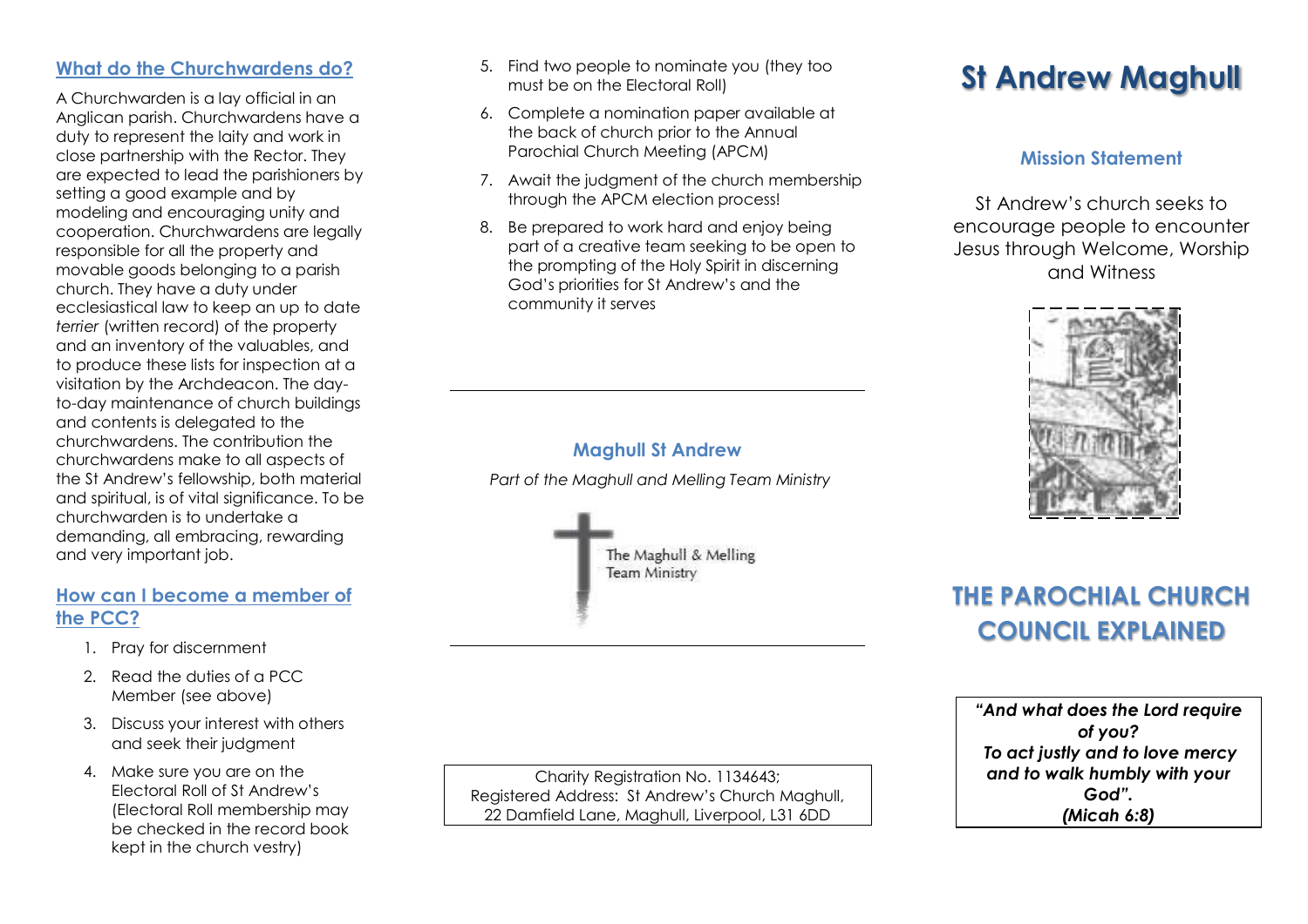## What do the Churchwardens do?

A Churchwarden is a lay official in an Anglican parish. Churchwardens have a duty to represent the laity and work in close partnership with the Rector. They are expected to lead the parishioners by setting a good example and by modeling and encouraging unity and cooperation. Churchwardens are legally responsible for all the property and movable goods belonging to a parish church. They have a duty under ecclesiastical law to keep an up to date *terrier* (written record) of the property and an inventory of the valuables, and to produce these lists for inspection at a visitation by the Archdeacon. The day-to-day maintenance of church buildings and contents is delegated to the churchwardens. The contribution the churchwardens make to all aspects of the St Andrew's fellowship, both material and spiritual, is of vital significance. To be churchwarden is to undertake a demanding, all embracing, rewarding and very important job.

## How can I become a member of the PCC?

1. Pray for discernment
2. Read the duties of a PCC Member (see above)
3. Discuss your interest with others and seek their judgment
4. Make sure you are on the Electoral Roll of St Andrew's (Electoral Roll membership may be checked in the record book kept in the church vestry)
5. Find two people to nominate you (they too must be on the Electoral Roll)
6. Complete a nomination paper available at the back of church prior to the Annual Parochial Church Meeting (APCM)
7. Await the judgment of the church membership through the APCM election process!
8. Be prepared to work hard and enjoy being part of a creative team seeking to be open to the prompting of the Holy Spirit in discerning God's priorities for St Andrew's and the community it serves

---

### Maghull St Andrew

*Part of the Maghull and Melling Team Ministry*

The Maghull & Melling Team Ministry

---

Charity Registration No. 1134643;
Registered Address: St Andrew's Church Maghull, 22 Damfield Lane, Maghull, Liverpool, L31 6DD

# St Andrew Maghull

### Mission Statement

St Andrew's church seeks to encourage people to encounter Jesus through Welcome, Worship and Witness

# THE PAROCHIAL CHURCH COUNCIL EXPLAINED

***"And what does the Lord require of you?***
***To act justly and to love mercy and to walk humbly with your God".***
***(Micah 6:8)***